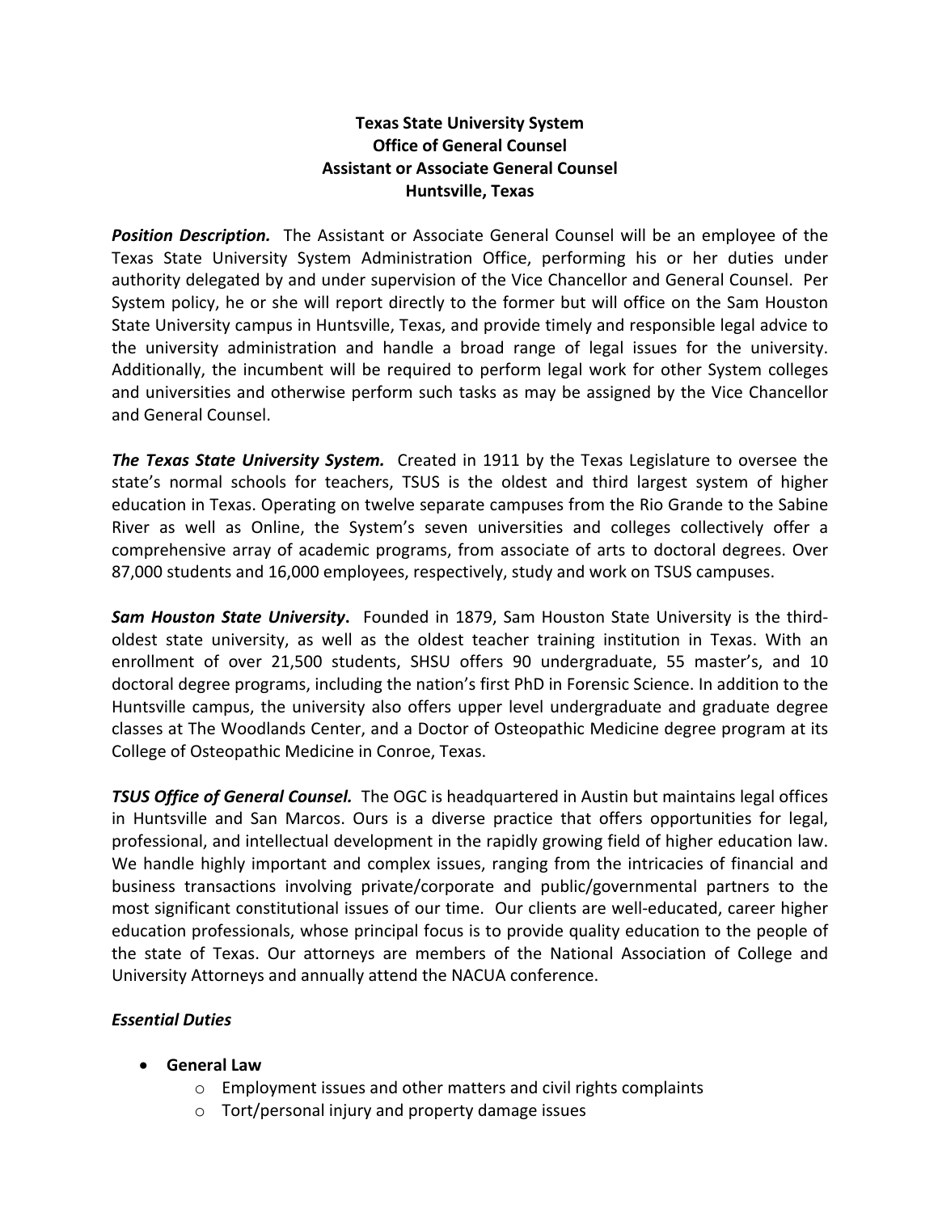**Texas State University System**
**Office of General Counsel**
**Assistant or Associate General Counsel**
**Huntsville, Texas**

***Position Description.*** The Assistant or Associate General Counsel will be an employee of the Texas State University System Administration Office, performing his or her duties under authority delegated by and under supervision of the Vice Chancellor and General Counsel. Per System policy, he or she will report directly to the former but will office on the Sam Houston State University campus in Huntsville, Texas, and provide timely and responsible legal advice to the university administration and handle a broad range of legal issues for the university. Additionally, the incumbent will be required to perform legal work for other System colleges and universities and otherwise perform such tasks as may be assigned by the Vice Chancellor and General Counsel.

***The Texas State University System.*** Created in 1911 by the Texas Legislature to oversee the state's normal schools for teachers, TSUS is the oldest and third largest system of higher education in Texas. Operating on twelve separate campuses from the Rio Grande to the Sabine River as well as Online, the System's seven universities and colleges collectively offer a comprehensive array of academic programs, from associate of arts to doctoral degrees. Over 87,000 students and 16,000 employees, respectively, study and work on TSUS campuses.

***Sam Houston State University***. Founded in 1879, Sam Houston State University is the third-oldest state university, as well as the oldest teacher training institution in Texas. With an enrollment of over 21,500 students, SHSU offers 90 undergraduate, 55 master's, and 10 doctoral degree programs, including the nation's first PhD in Forensic Science. In addition to the Huntsville campus, the university also offers upper level undergraduate and graduate degree classes at The Woodlands Center, and a Doctor of Osteopathic Medicine degree program at its College of Osteopathic Medicine in Conroe, Texas.

***TSUS Office of General Counsel.*** The OGC is headquartered in Austin but maintains legal offices in Huntsville and San Marcos. Ours is a diverse practice that offers opportunities for legal, professional, and intellectual development in the rapidly growing field of higher education law. We handle highly important and complex issues, ranging from the intricacies of financial and business transactions involving private/corporate and public/governmental partners to the most significant constitutional issues of our time. Our clients are well-educated, career higher education professionals, whose principal focus is to provide quality education to the people of the state of Texas. Our attorneys are members of the National Association of College and University Attorneys and annually attend the NACUA conference.

***Essential Duties***

- **General Law**
  - Employment issues and other matters and civil rights complaints
  - Tort/personal injury and property damage issues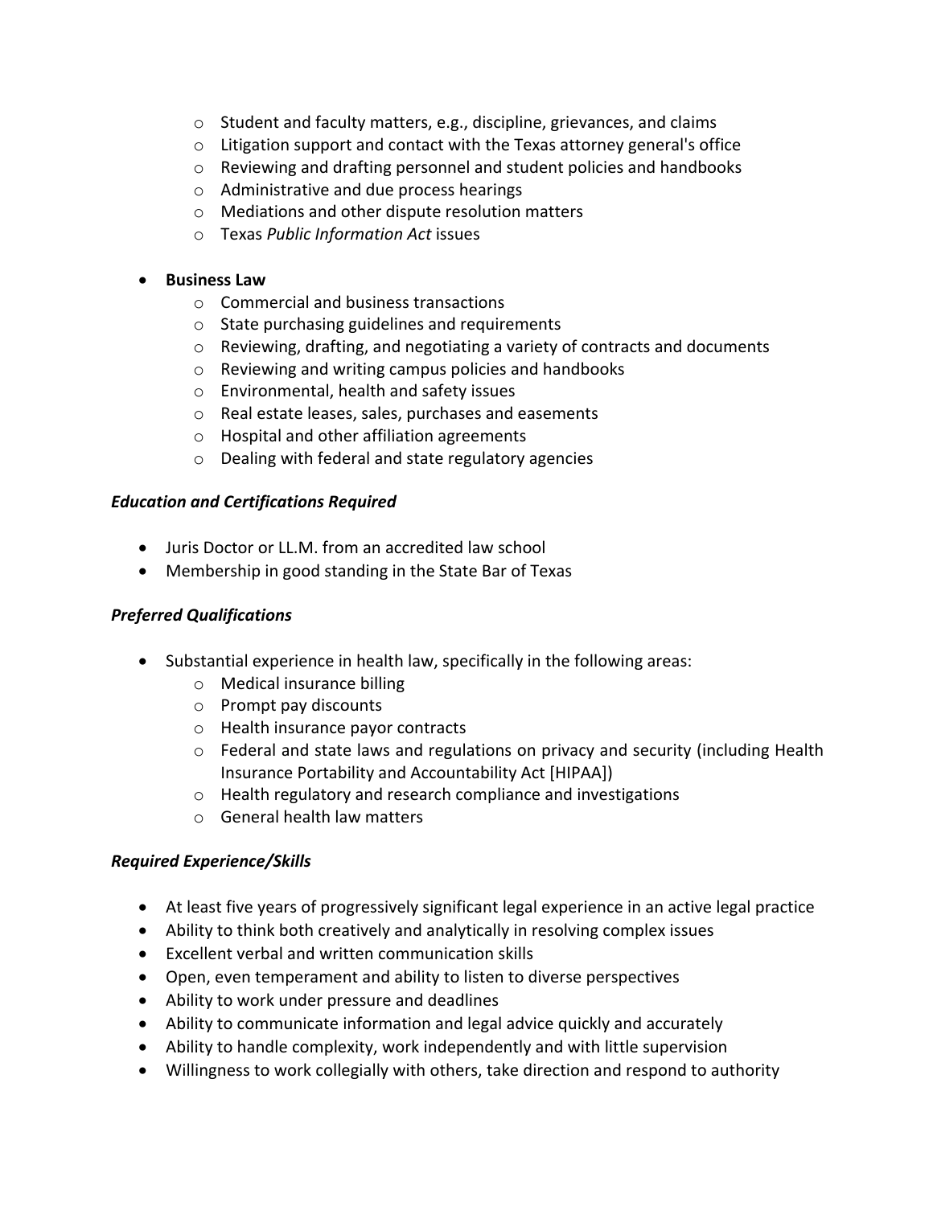- Student and faculty matters, e.g., discipline, grievances, and claims
  - Litigation support and contact with the Texas attorney general's office
  - Reviewing and drafting personnel and student policies and handbooks
  - Administrative and due process hearings
  - Mediations and other dispute resolution matters
  - Texas *Public Information Act* issues

- **Business Law**
  - Commercial and business transactions
  - State purchasing guidelines and requirements
  - Reviewing, drafting, and negotiating a variety of contracts and documents
  - Reviewing and writing campus policies and handbooks
  - Environmental, health and safety issues
  - Real estate leases, sales, purchases and easements
  - Hospital and other affiliation agreements
  - Dealing with federal and state regulatory agencies

***Education and Certifications Required***

- Juris Doctor or LL.M. from an accredited law school
- Membership in good standing in the State Bar of Texas

***Preferred Qualifications***

- Substantial experience in health law, specifically in the following areas:
  - Medical insurance billing
  - Prompt pay discounts
  - Health insurance payor contracts
  - Federal and state laws and regulations on privacy and security (including Health Insurance Portability and Accountability Act [HIPAA])
  - Health regulatory and research compliance and investigations
  - General health law matters

***Required Experience/Skills***

- At least five years of progressively significant legal experience in an active legal practice
- Ability to think both creatively and analytically in resolving complex issues
- Excellent verbal and written communication skills
- Open, even temperament and ability to listen to diverse perspectives
- Ability to work under pressure and deadlines
- Ability to communicate information and legal advice quickly and accurately
- Ability to handle complexity, work independently and with little supervision
- Willingness to work collegially with others, take direction and respond to authority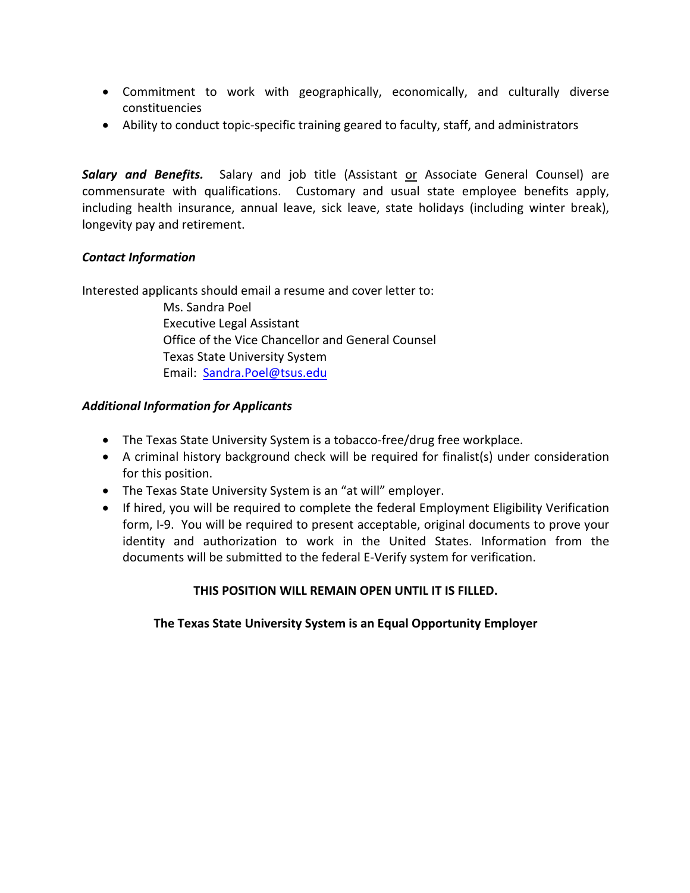- Commitment to work with geographically, economically, and culturally diverse constituencies
- Ability to conduct topic-specific training geared to faculty, staff, and administrators

***Salary and Benefits.*** Salary and job title (Assistant <u>or</u> Associate General Counsel) are commensurate with qualifications. Customary and usual state employee benefits apply, including health insurance, annual leave, sick leave, state holidays (including winter break), longevity pay and retirement.

***Contact Information***

Interested applicants should email a resume and cover letter to:

Ms. Sandra Poel
Executive Legal Assistant
Office of the Vice Chancellor and General Counsel
Texas State University System
Email: Sandra.Poel@tsus.edu

***Additional Information for Applicants***

- The Texas State University System is a tobacco-free/drug free workplace.
- A criminal history background check will be required for finalist(s) under consideration for this position.
- The Texas State University System is an "at will" employer.
- If hired, you will be required to complete the federal Employment Eligibility Verification form, I-9. You will be required to present acceptable, original documents to prove your identity and authorization to work in the United States. Information from the documents will be submitted to the federal E-Verify system for verification.

**THIS POSITION WILL REMAIN OPEN UNTIL IT IS FILLED.**

**The Texas State University System is an Equal Opportunity Employer**